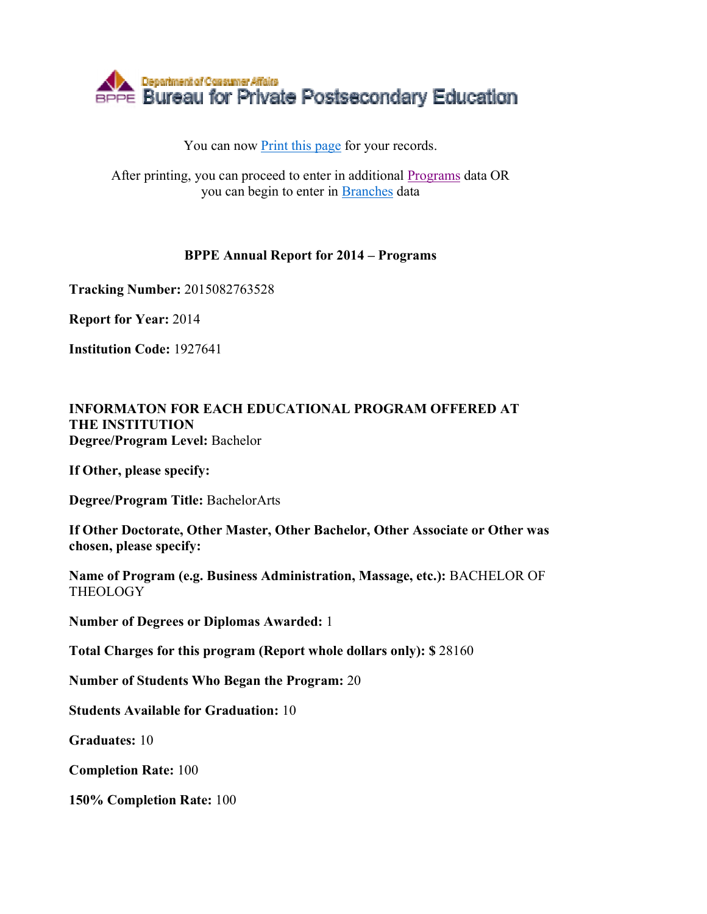Department of Consumer Affairs
BPPE Bureau for Private Postsecondary Education

You can now Print this page for your records.

After printing, you can proceed to enter in additional Programs data OR you can begin to enter in Branches data

**BPPE Annual Report for 2014 – Programs**

**Tracking Number:** 2015082763528

**Report for Year:** 2014

**Institution Code:** 1927641

**INFORMATON FOR EACH EDUCATIONAL PROGRAM OFFERED AT THE INSTITUTION**
**Degree/Program Level:** Bachelor

**If Other, please specify:**

**Degree/Program Title:** BachelorArts

**If Other Doctorate, Other Master, Other Bachelor, Other Associate or Other was chosen, please specify:**

**Name of Program (e.g. Business Administration, Massage, etc.):** BACHELOR OF THEOLOGY

**Number of Degrees or Diplomas Awarded:** 1

**Total Charges for this program (Report whole dollars only): $** 28160

**Number of Students Who Began the Program:** 20

**Students Available for Graduation:** 10

**Graduates:** 10

**Completion Rate:** 100

**150% Completion Rate:** 100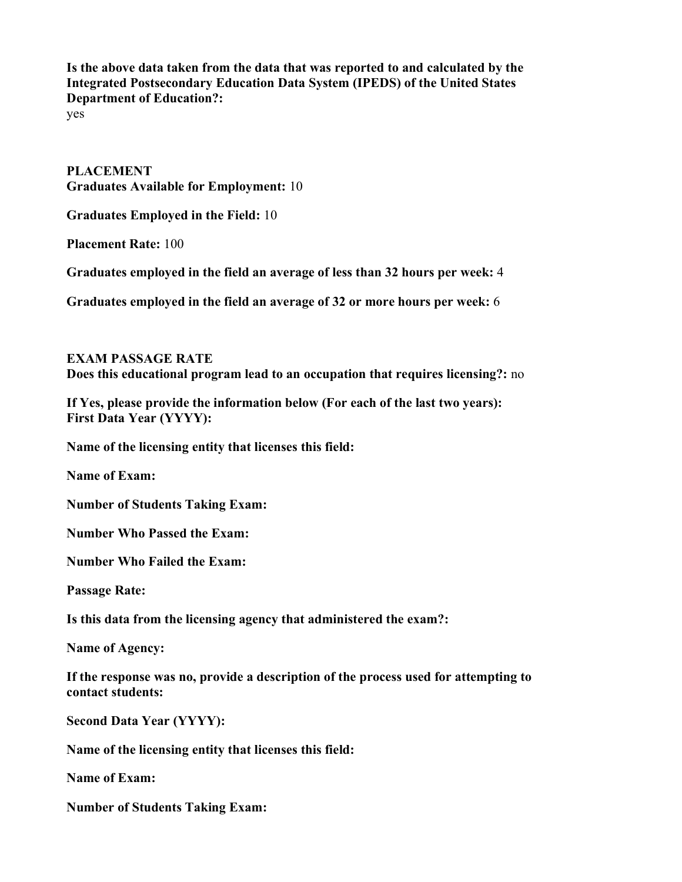**Is the above data taken from the data that was reported to and calculated by the Integrated Postsecondary Education Data System (IPEDS) of the United States Department of Education?:**
yes

**PLACEMENT**
**Graduates Available for Employment:** 10

**Graduates Employed in the Field:** 10

**Placement Rate:** 100

**Graduates employed in the field an average of less than 32 hours per week:** 4

**Graduates employed in the field an average of 32 or more hours per week:** 6

**EXAM PASSAGE RATE**
**Does this educational program lead to an occupation that requires licensing?:** no

**If Yes, please provide the information below (For each of the last two years):**
**First Data Year (YYYY):**

**Name of the licensing entity that licenses this field:**

**Name of Exam:**

**Number of Students Taking Exam:**

**Number Who Passed the Exam:**

**Number Who Failed the Exam:**

**Passage Rate:**

**Is this data from the licensing agency that administered the exam?:**

**Name of Agency:**

**If the response was no, provide a description of the process used for attempting to contact students:**

**Second Data Year (YYYY):**

**Name of the licensing entity that licenses this field:**

**Name of Exam:**

**Number of Students Taking Exam:**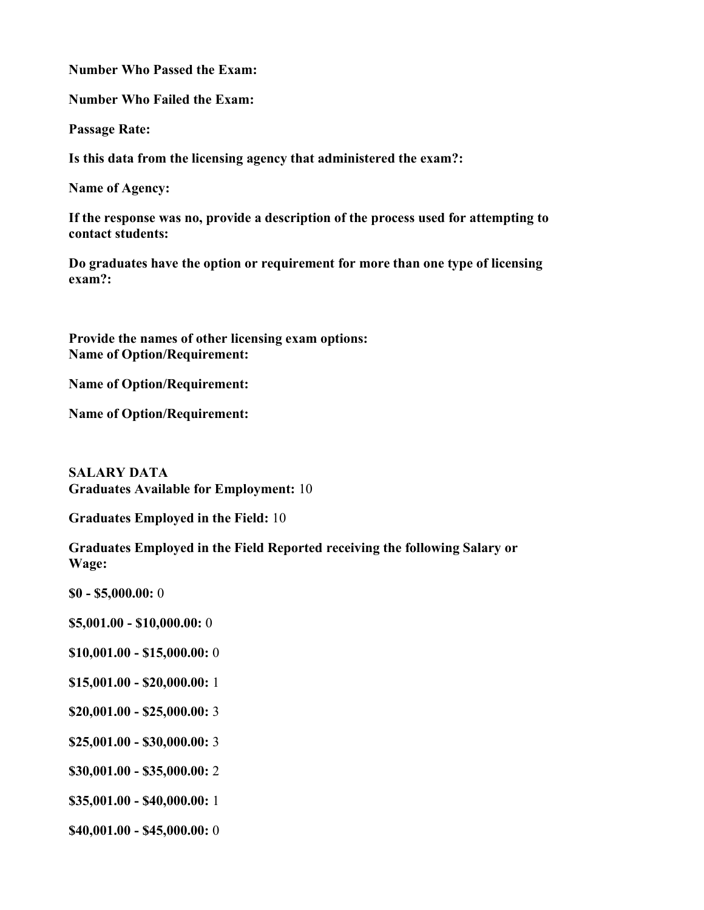**Number Who Passed the Exam:**

**Number Who Failed the Exam:**

**Passage Rate:**

**Is this data from the licensing agency that administered the exam?:**

**Name of Agency:**

**If the response was no, provide a description of the process used for attempting to contact students:**

**Do graduates have the option or requirement for more than one type of licensing exam?:**

**Provide the names of other licensing exam options:**
**Name of Option/Requirement:**

**Name of Option/Requirement:**

**Name of Option/Requirement:**

**SALARY DATA**
**Graduates Available for Employment:** 10

**Graduates Employed in the Field:** 10

**Graduates Employed in the Field Reported receiving the following Salary or Wage:**

**$0 - $5,000.00:** 0

**$5,001.00 - $10,000.00:** 0

**$10,001.00 - $15,000.00:** 0

**$15,001.00 - $20,000.00:** 1

**$20,001.00 - $25,000.00:** 3

**$25,001.00 - $30,000.00:** 3

**$30,001.00 - $35,000.00:** 2

**$35,001.00 - $40,000.00:** 1

**$40,001.00 - $45,000.00:** 0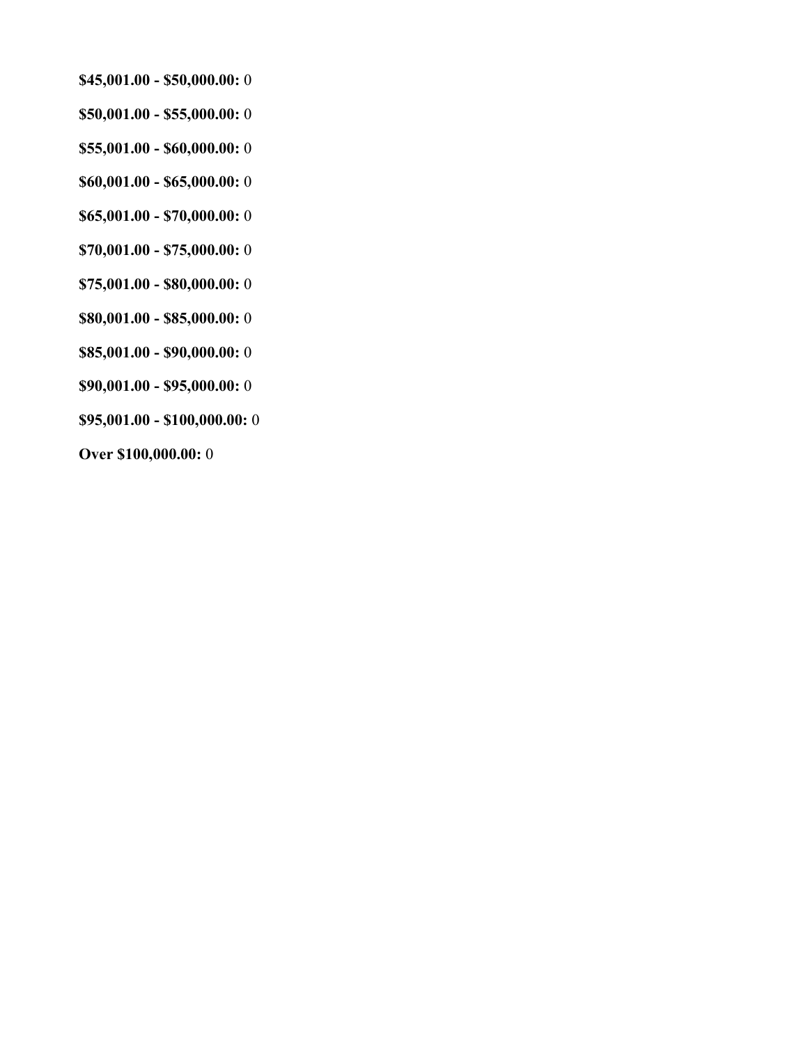**$45,001.00 - $50,000.00:** 0

**$50,001.00 - $55,000.00:** 0

**$55,001.00 - $60,000.00:** 0

**$60,001.00 - $65,000.00:** 0

**$65,001.00 - $70,000.00:** 0

**$70,001.00 - $75,000.00:** 0

**$75,001.00 - $80,000.00:** 0

**$80,001.00 - $85,000.00:** 0

**$85,001.00 - $90,000.00:** 0

**$90,001.00 - $95,000.00:** 0

**$95,001.00 - $100,000.00:** 0

**Over $100,000.00:** 0